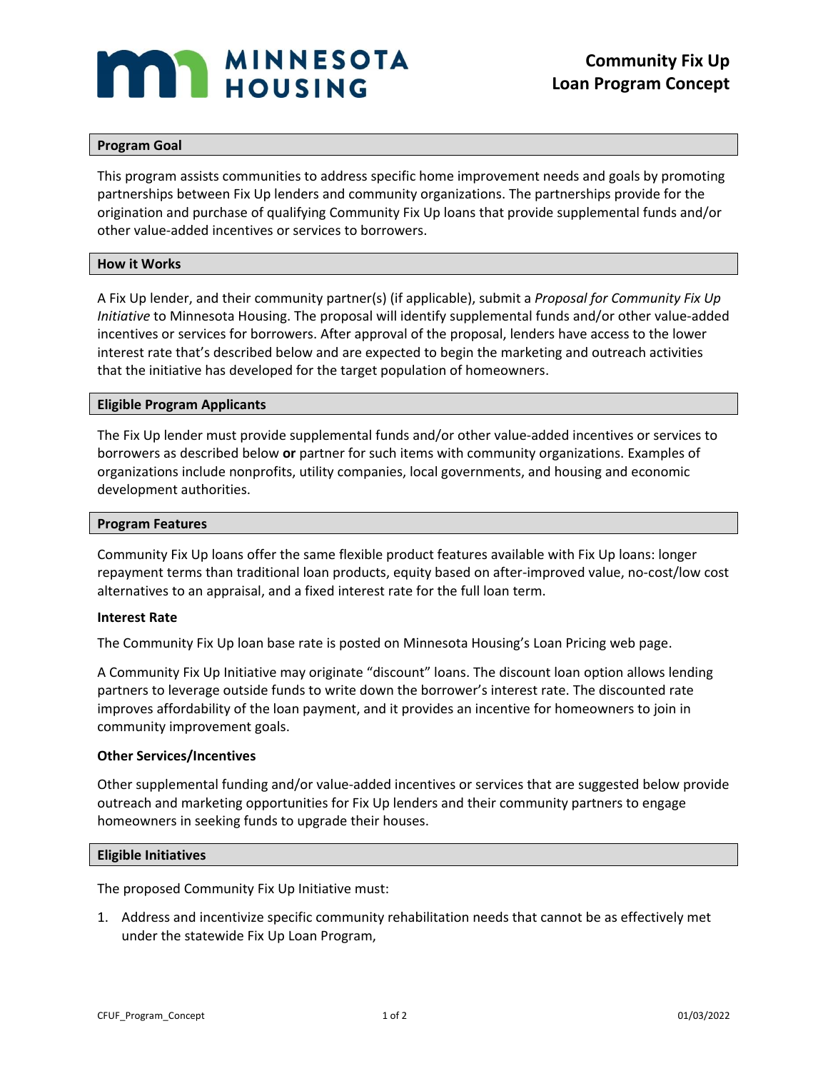# Community Fix Up Loan Program Concept

MINNESOTA HOUSING

## Program Goal

This program assists communities to address specific home improvement needs and goals by promoting partnerships between Fix Up lenders and community organizations. The partnerships provide for the origination and purchase of qualifying Community Fix Up loans that provide supplemental funds and/or other value-added incentives or services to borrowers.

## How it Works

A Fix Up lender, and their community partner(s) (if applicable), submit a *Proposal for Community Fix Up Initiative* to Minnesota Housing. The proposal will identify supplemental funds and/or other value-added incentives or services for borrowers. After approval of the proposal, lenders have access to the lower interest rate that's described below and are expected to begin the marketing and outreach activities that the initiative has developed for the target population of homeowners.

## Eligible Program Applicants

The Fix Up lender must provide supplemental funds and/or other value-added incentives or services to borrowers as described below **or** partner for such items with community organizations. Examples of organizations include nonprofits, utility companies, local governments, and housing and economic development authorities.

## Program Features

Community Fix Up loans offer the same flexible product features available with Fix Up loans: longer repayment terms than traditional loan products, equity based on after-improved value, no-cost/low cost alternatives to an appraisal, and a fixed interest rate for the full loan term.

### Interest Rate

The Community Fix Up loan base rate is posted on Minnesota Housing's Loan Pricing web page.

A Community Fix Up Initiative may originate "discount" loans. The discount loan option allows lending partners to leverage outside funds to write down the borrower's interest rate. The discounted rate improves affordability of the loan payment, and it provides an incentive for homeowners to join in community improvement goals.

### Other Services/Incentives

Other supplemental funding and/or value-added incentives or services that are suggested below provide outreach and marketing opportunities for Fix Up lenders and their community partners to engage homeowners in seeking funds to upgrade their houses.

## Eligible Initiatives

The proposed Community Fix Up Initiative must:

1. Address and incentivize specific community rehabilitation needs that cannot be as effectively met under the statewide Fix Up Loan Program,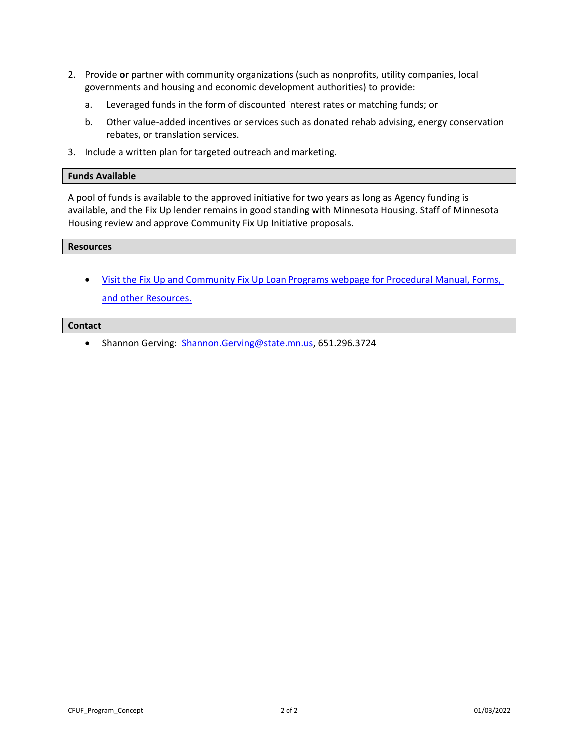2. Provide **or** partner with community organizations (such as nonprofits, utility companies, local governments and housing and economic development authorities) to provide:
   a. Leveraged funds in the form of discounted interest rates or matching funds; or
   b. Other value-added incentives or services such as donated rehab advising, energy conservation rebates, or translation services.
3. Include a written plan for targeted outreach and marketing.

## Funds Available

A pool of funds is available to the approved initiative for two years as long as Agency funding is available, and the Fix Up lender remains in good standing with Minnesota Housing. Staff of Minnesota Housing review and approve Community Fix Up Initiative proposals.

## Resources

- Visit the Fix Up and Community Fix Up Loan Programs webpage for Procedural Manual, Forms, and other Resources.

## Contact

- Shannon Gerving: Shannon.Gerving@state.mn.us, 651.296.3724